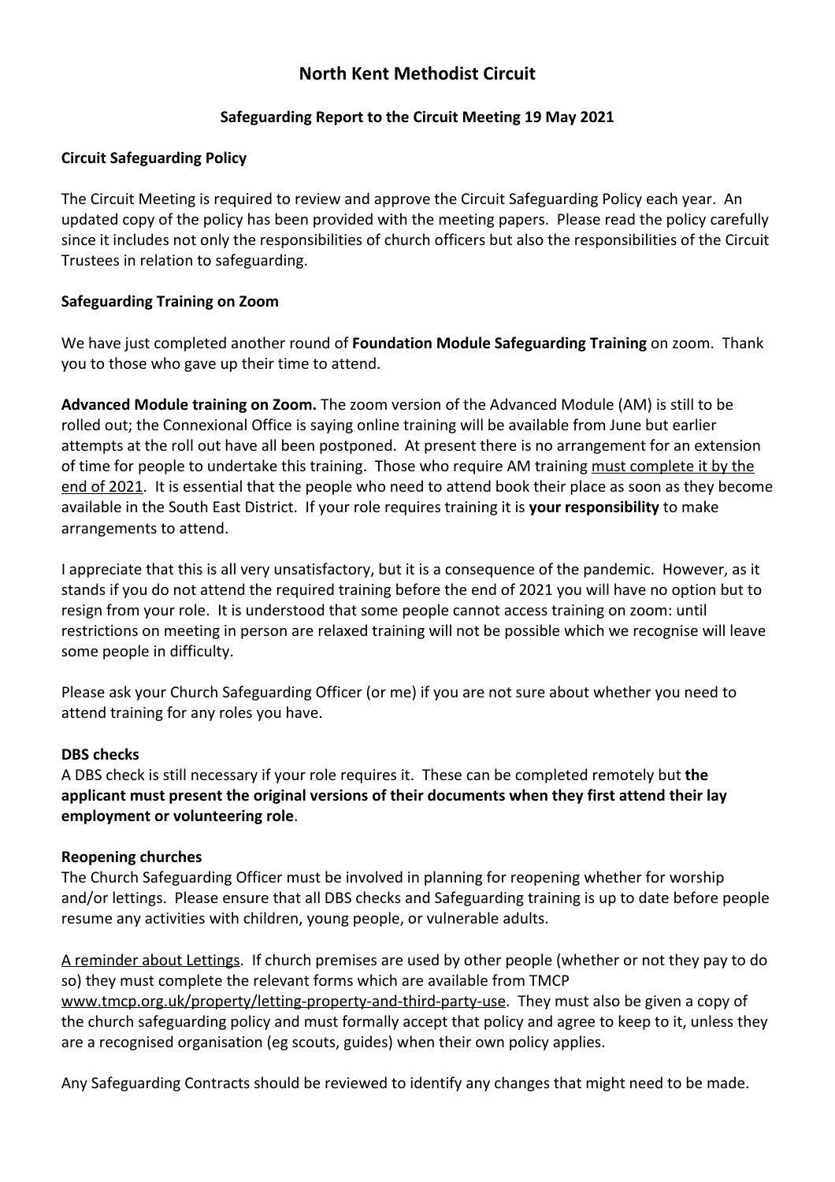# North Kent Methodist Circuit

## Safeguarding Report to the Circuit Meeting 19 May 2021

### Circuit Safeguarding Policy

The Circuit Meeting is required to review and approve the Circuit Safeguarding Policy each year. An updated copy of the policy has been provided with the meeting papers. Please read the policy carefully since it includes not only the responsibilities of church officers but also the responsibilities of the Circuit Trustees in relation to safeguarding.

### Safeguarding Training on Zoom

We have just completed another round of **Foundation Module Safeguarding Training** on zoom. Thank you to those who gave up their time to attend.

**Advanced Module training on Zoom.** The zoom version of the Advanced Module (AM) is still to be rolled out; the Connexional Office is saying online training will be available from June but earlier attempts at the roll out have all been postponed. At present there is no arrangement for an extension of time for people to undertake this training. Those who require AM training <u>must complete it by the end of 2021</u>. It is essential that the people who need to attend book their place as soon as they become available in the South East District. If your role requires training it is **your responsibility** to make arrangements to attend.

I appreciate that this is all very unsatisfactory, but it is a consequence of the pandemic. However, as it stands if you do not attend the required training before the end of 2021 you will have no option but to resign from your role. It is understood that some people cannot access training on zoom: until restrictions on meeting in person are relaxed training will not be possible which we recognise will leave some people in difficulty.

Please ask your Church Safeguarding Officer (or me) if you are not sure about whether you need to attend training for any roles you have.

### DBS checks

A DBS check is still necessary if your role requires it. These can be completed remotely but **the applicant must present the original versions of their documents when they first attend their lay employment or volunteering role**.

### Reopening churches

The Church Safeguarding Officer must be involved in planning for reopening whether for worship and/or lettings. Please ensure that all DBS checks and Safeguarding training is up to date before people resume any activities with children, young people, or vulnerable adults.

<u>A reminder about Lettings</u>. If church premises are used by other people (whether or not they pay to do so) they must complete the relevant forms which are available from TMCP www.tmcp.org.uk/property/letting-property-and-third-party-use. They must also be given a copy of the church safeguarding policy and must formally accept that policy and agree to keep to it, unless they are a recognised organisation (eg scouts, guides) when their own policy applies.

Any Safeguarding Contracts should be reviewed to identify any changes that might need to be made.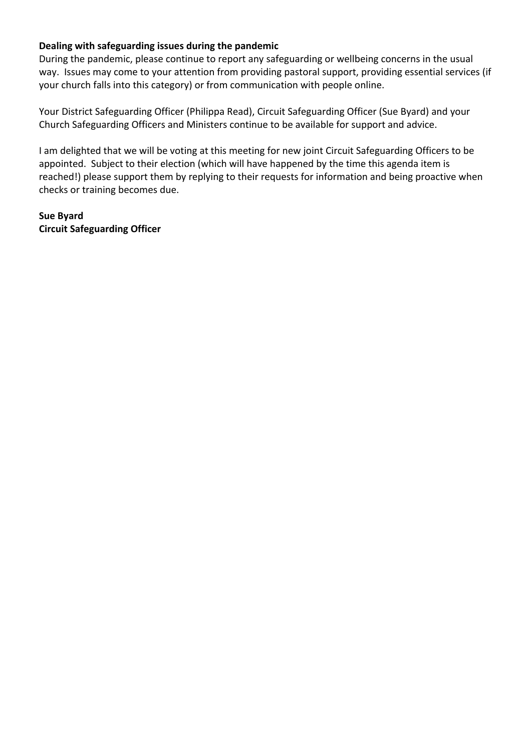**Dealing with safeguarding issues during the pandemic**

During the pandemic, please continue to report any safeguarding or wellbeing concerns in the usual way. Issues may come to your attention from providing pastoral support, providing essential services (if your church falls into this category) or from communication with people online.

Your District Safeguarding Officer (Philippa Read), Circuit Safeguarding Officer (Sue Byard) and your Church Safeguarding Officers and Ministers continue to be available for support and advice.

I am delighted that we will be voting at this meeting for new joint Circuit Safeguarding Officers to be appointed. Subject to their election (which will have happened by the time this agenda item is reached!) please support them by replying to their requests for information and being proactive when checks or training becomes due.

**Sue Byard**
**Circuit Safeguarding Officer**